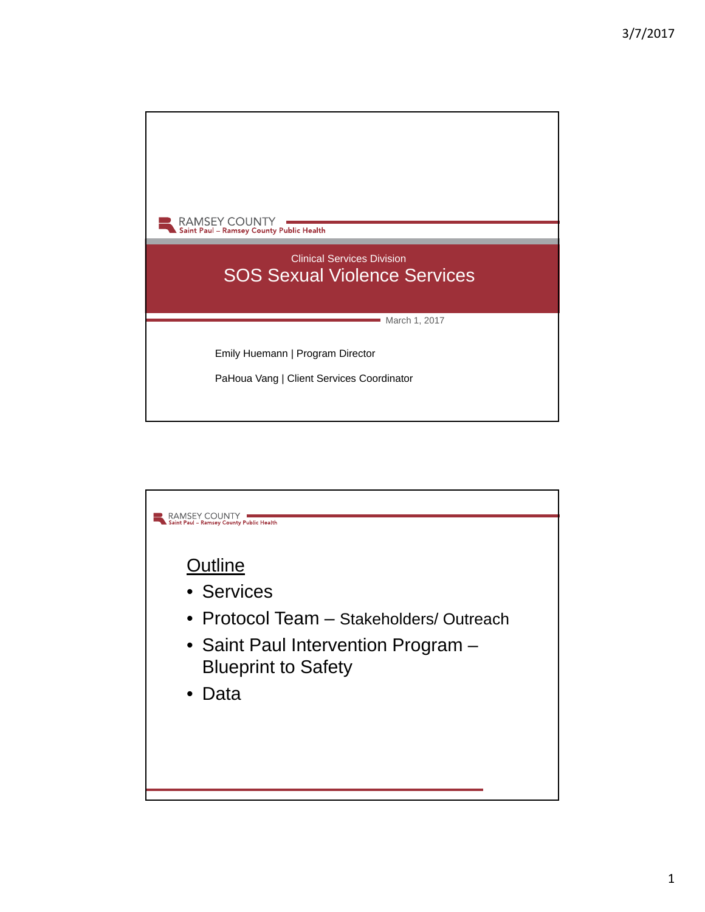RAMSEY COUNTY
Saint Paul – Ramsey County Public Health

Clinical Services Division

# SOS Sexual Violence Services

March 1, 2017

Emily Huemann | Program Director

PaHoua Vang | Client Services Coordinator

---

RAMSEY COUNTY
Saint Paul – Ramsey County Public Health

## Outline

- Services
- Protocol Team – Stakeholders/ Outreach
- Saint Paul Intervention Program – Blueprint to Safety
- Data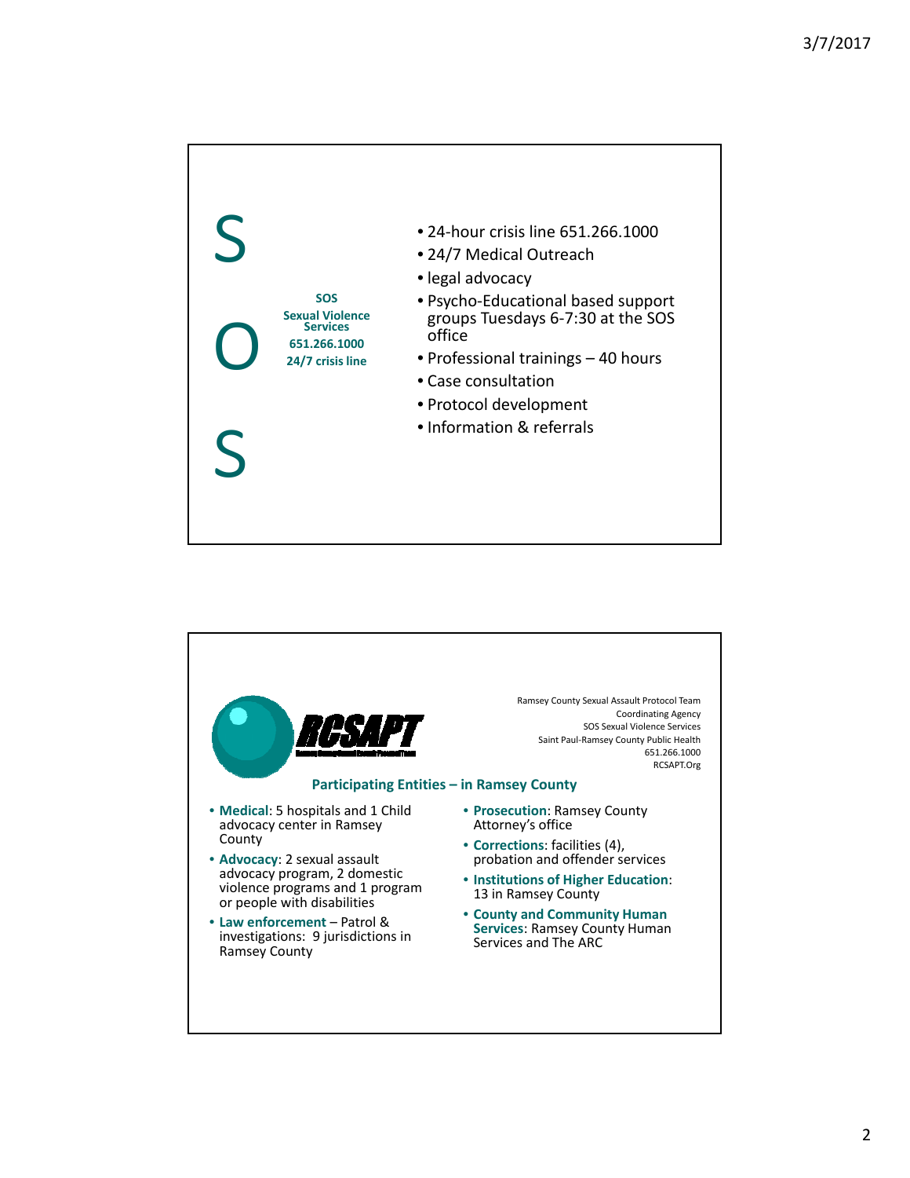S

O

S

**SOS**
**Sexual Violence Services**
**651.266.1000**
**24/7 crisis line**

- 24-hour crisis line 651.266.1000
- 24/7 Medical Outreach
- legal advocacy
- Psycho-Educational based support groups Tuesdays 6-7:30 at the SOS office
- Professional trainings – 40 hours
- Case consultation
- Protocol development
- Information & referrals

---

**RCSAPT**

Ramsey County Sexual Assault Protocol Team
Coordinating Agency
SOS Sexual Violence Services
Saint Paul-Ramsey County Public Health
651.266.1000
RCSAPT.Org

## Participating Entities – in Ramsey County

- **Medical**: 5 hospitals and 1 Child advocacy center in Ramsey County
- **Advocacy**: 2 sexual assault advocacy program, 2 domestic violence programs and 1 program or people with disabilities
- **Law enforcement** – Patrol & investigations: 9 jurisdictions in Ramsey County
- **Prosecution**: Ramsey County Attorney's office
- **Corrections**: facilities (4), probation and offender services
- **Institutions of Higher Education**: 13 in Ramsey County
- **County and Community Human Services**: Ramsey County Human Services and The ARC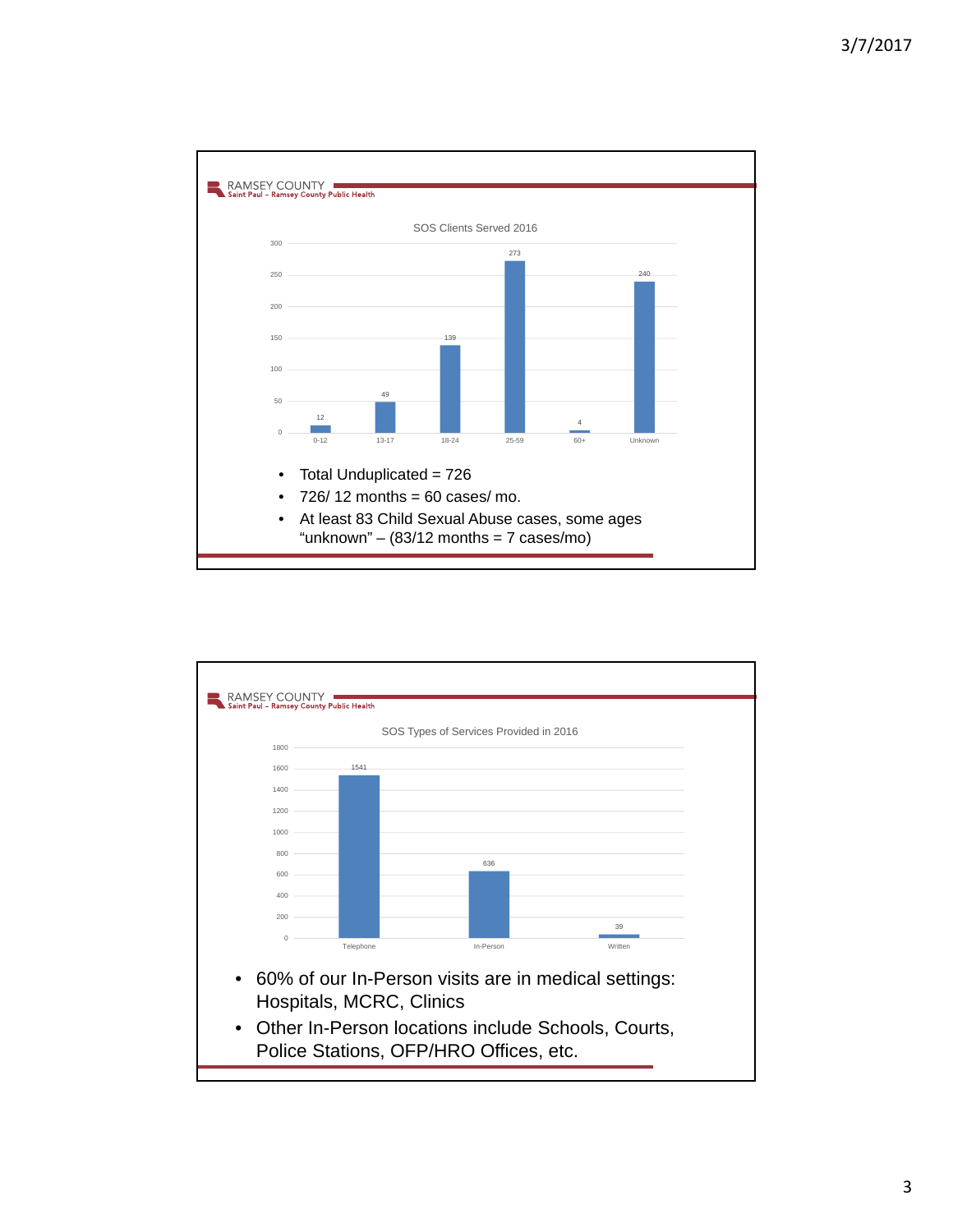RAMSEY COUNTY
Saint Paul – Ramsey County Public Health

**SOS Clients Served 2016**

| Age | Clients |
|---|---|
| 0-12 | 12 |
| 13-17 | 49 |
| 18-24 | 139 |
| 25-59 | 273 |
| 60+ | 4 |
| Unknown | 240 |

- Total Unduplicated = 726
- 726/ 12 months = 60 cases/ mo.
- At least 83 Child Sexual Abuse cases, some ages "unknown" – (83/12 months = 7 cases/mo)

RAMSEY COUNTY
Saint Paul – Ramsey County Public Health

**SOS Types of Services Provided in 2016**

| Type | Services |
|---|---|
| Telephone | 1541 |
| In-Person | 636 |
| Written | 39 |

- 60% of our In-Person visits are in medical settings: Hospitals, MCRC, Clinics
- Other In-Person locations include Schools, Courts, Police Stations, OFP/HRO Offices, etc.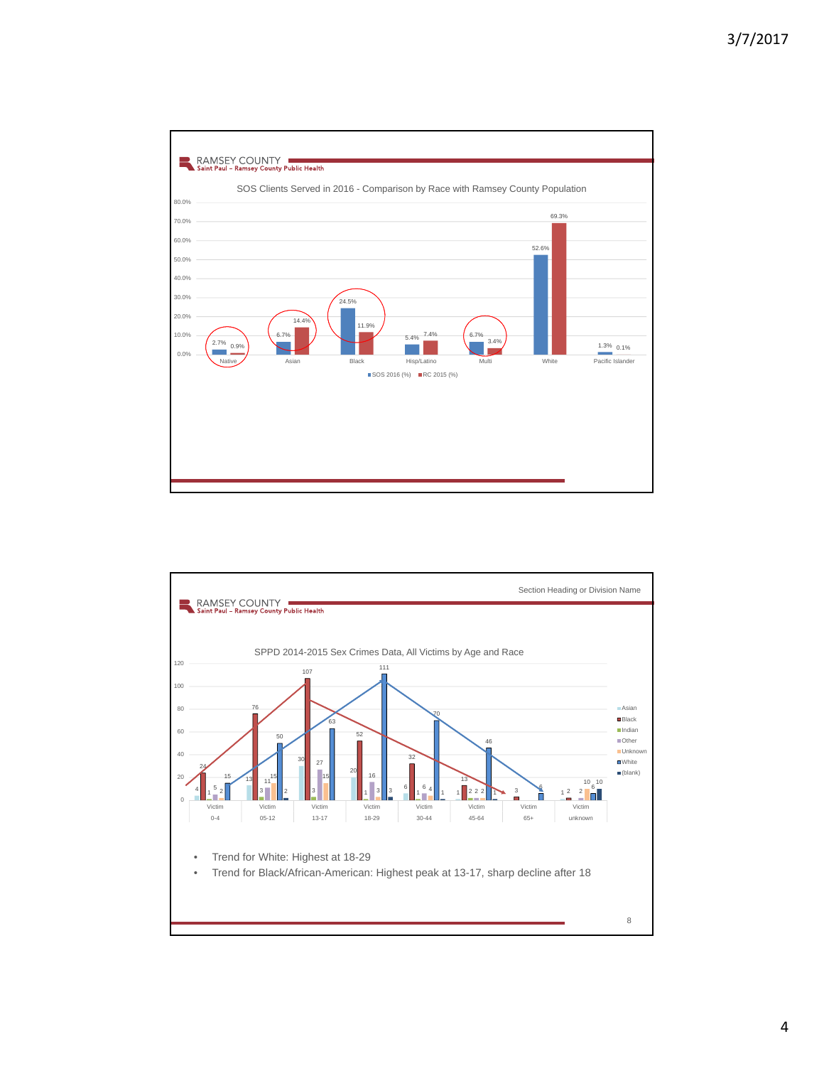RAMSEY COUNTY
Saint Paul – Ramsey County Public Health

## SOS Clients Served in 2016 - Comparison by Race with Ramsey County Population

| | SOS 2016 (%) | RC 2015 (%) |
|---|---|---|
| Native | 2.7% | 0.9% |
| Asian | 6.7% | 14.4% |
| Black | 24.5% | 11.9% |
| Hisp/Latino | 5.4% | 7.4% |
| Multi | 6.7% | 3.4% |
| White | 52.6% | 69.3% |
| Pacific Islander | 1.3% | 0.1% |

Section Heading or Division Name

RAMSEY COUNTY
Saint Paul – Ramsey County Public Health

## SPPD 2014-2015 Sex Crimes Data, All Victims by Age and Race

| Victim | Asian | Black | Indian | Other | Unknown | White | (blank) |
|---|---|---|---|---|---|---|---|
| 0-4 | 4 | 24 | 1 | 5 | 2 | 15 | |
| 05-12 | 13 | 76 | 3 | 11 | 15 | 50 | 2 |
| 13-17 | 30 | 107 | 3 | 27 | 15 | 63 | |
| 18-29 | 20 | 52 | 1 | 16 | 3 | 111 | 3 |
| 30-44 | 6 | 32 | 1 | 6 | 4 | 70 | 1 |
| 45-64 | 1 | 13 | 2 | 2 | 2 | 46 | 1 |
| 65+ | | 3 | | | | 6 | |
| unknown | 1 | 2 | | 2 | 10 | 6 | 10 |

- Trend for White: Highest at 18-29
- Trend for Black/African-American: Highest peak at 13-17, sharp decline after 18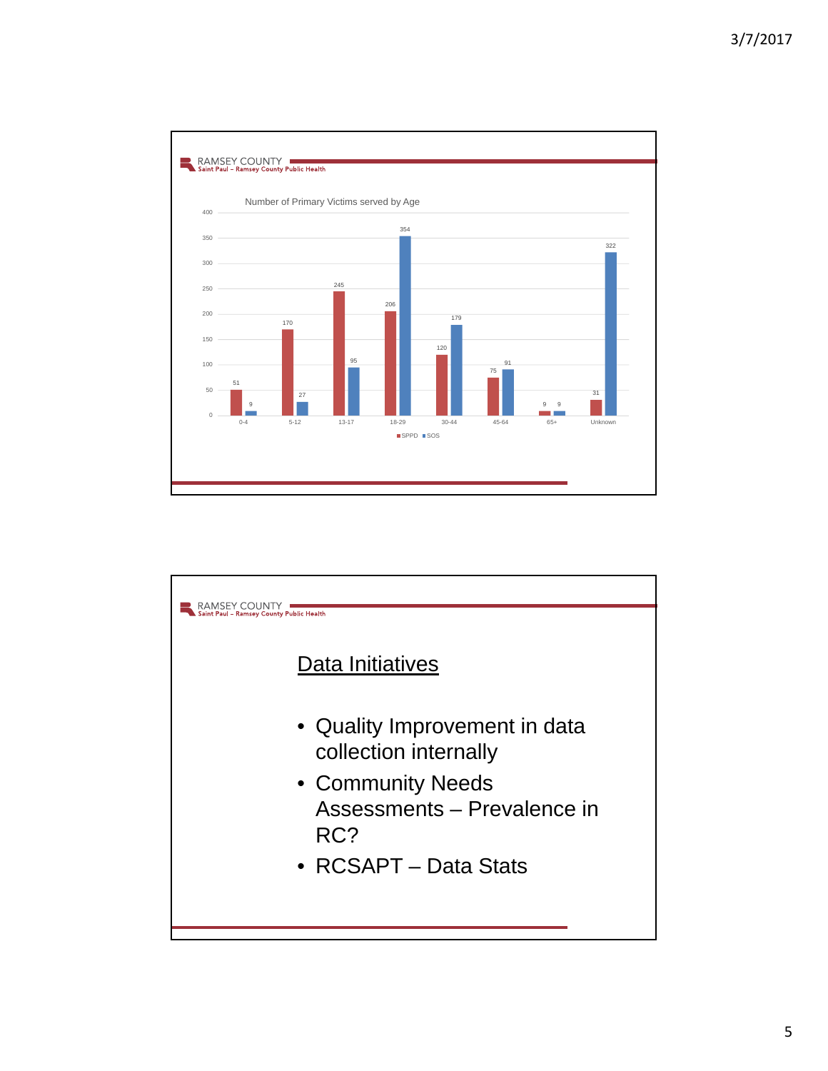RAMSEY COUNTY
Saint Paul – Ramsey County Public Health

Number of Primary Victims served by Age

400
350
300
250
200
150
100
50
0

51
9
170
27
245
95
206
354
120
179
75
91
9
9
31
322

0-4
5-12
13-17
18-29
30-44
45-64
65+
Unknown

SPPD SOS

RAMSEY COUNTY
Saint Paul – Ramsey County Public Health

## Data Initiatives

- Quality Improvement in data collection internally
- Community Needs Assessments – Prevalence in RC?
- RCSAPT – Data Stats